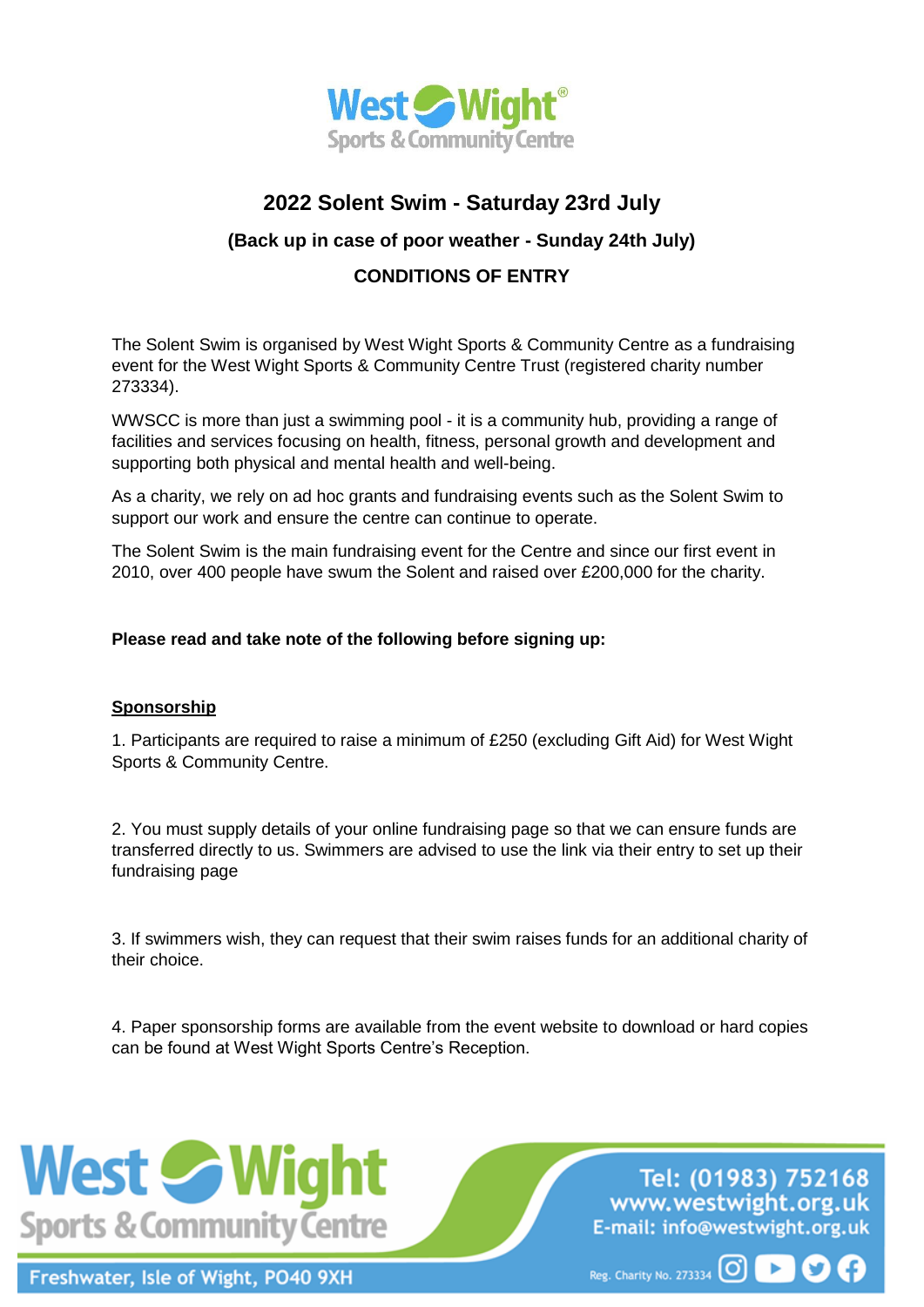# 2022 Solent Swim - Saturday 23rd July

### (Back up in case of poor weather - Sunday 24th July)

### CONDITIONS OF ENTRY

The Solent Swim is organised by West Wight Sports & Community Centre as a fundraising event for the West Wight Sports & Community Centre Trust (registered charity number 273334).

WWSCC is more than just a swimming pool - it is a community hub, providing a range of facilities and services focusing on health, fitness, personal growth and development and supporting both physical and mental health and well-being.

As a charity, we rely on ad hoc grants and fundraising events such as the Solent Swim to support our work and ensure the centre can continue to operate.

The Solent Swim is the main fundraising event for the Centre and since our first event in 2010, over 400 people have swum the Solent and raised over £200,000 for the charity.

**Please read and take note of the following before signing up:**

**<u>Sponsorship</u>**

1. Participants are required to raise a minimum of £250 (excluding Gift Aid) for West Wight Sports & Community Centre.

2. You must supply details of your online fundraising page so that we can ensure funds are transferred directly to us. Swimmers are advised to use the link via their entry to set up their fundraising page

3. If swimmers wish, they can request that their swim raises funds for an additional charity of their choice.

4. Paper sponsorship forms are available from the event website to download or hard copies can be found at West Wight Sports Centre's Reception.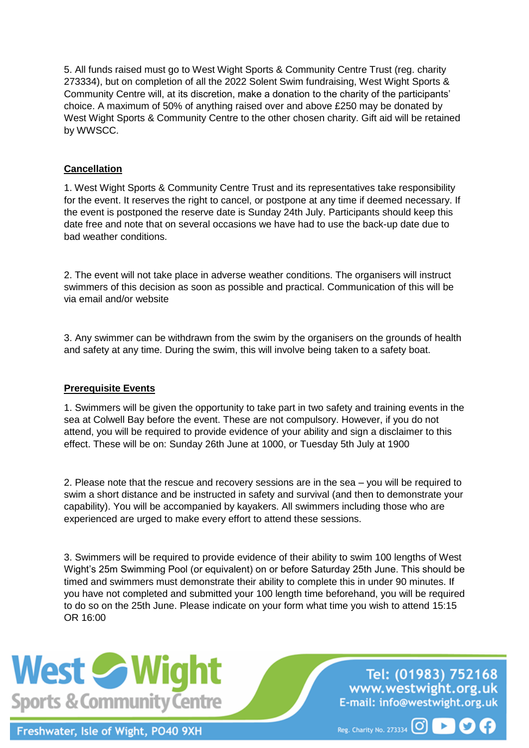5. All funds raised must go to West Wight Sports & Community Centre Trust (reg. charity 273334), but on completion of all the 2022 Solent Swim fundraising, West Wight Sports & Community Centre will, at its discretion, make a donation to the charity of the participants' choice. A maximum of 50% of anything raised over and above £250 may be donated by West Wight Sports & Community Centre to the other chosen charity. Gift aid will be retained by WWSCC.

## Cancellation

1. West Wight Sports & Community Centre Trust and its representatives take responsibility for the event. It reserves the right to cancel, or postpone at any time if deemed necessary. If the event is postponed the reserve date is Sunday 24th July. Participants should keep this date free and note that on several occasions we have had to use the back-up date due to bad weather conditions.

2. The event will not take place in adverse weather conditions. The organisers will instruct swimmers of this decision as soon as possible and practical. Communication of this will be via email and/or website

3. Any swimmer can be withdrawn from the swim by the organisers on the grounds of health and safety at any time. During the swim, this will involve being taken to a safety boat.

## Prerequisite Events

1. Swimmers will be given the opportunity to take part in two safety and training events in the sea at Colwell Bay before the event. These are not compulsory. However, if you do not attend, you will be required to provide evidence of your ability and sign a disclaimer to this effect. These will be on: Sunday 26th June at 1000, or Tuesday 5th July at 1900

2. Please note that the rescue and recovery sessions are in the sea – you will be required to swim a short distance and be instructed in safety and survival (and then to demonstrate your capability). You will be accompanied by kayakers. All swimmers including those who are experienced are urged to make every effort to attend these sessions.

3. Swimmers will be required to provide evidence of their ability to swim 100 lengths of West Wight's 25m Swimming Pool (or equivalent) on or before Saturday 25th June. This should be timed and swimmers must demonstrate their ability to complete this in under 90 minutes. If you have not completed and submitted your 100 length time beforehand, you will be required to do so on the 25th June. Please indicate on your form what time you wish to attend 15:15 OR 16:00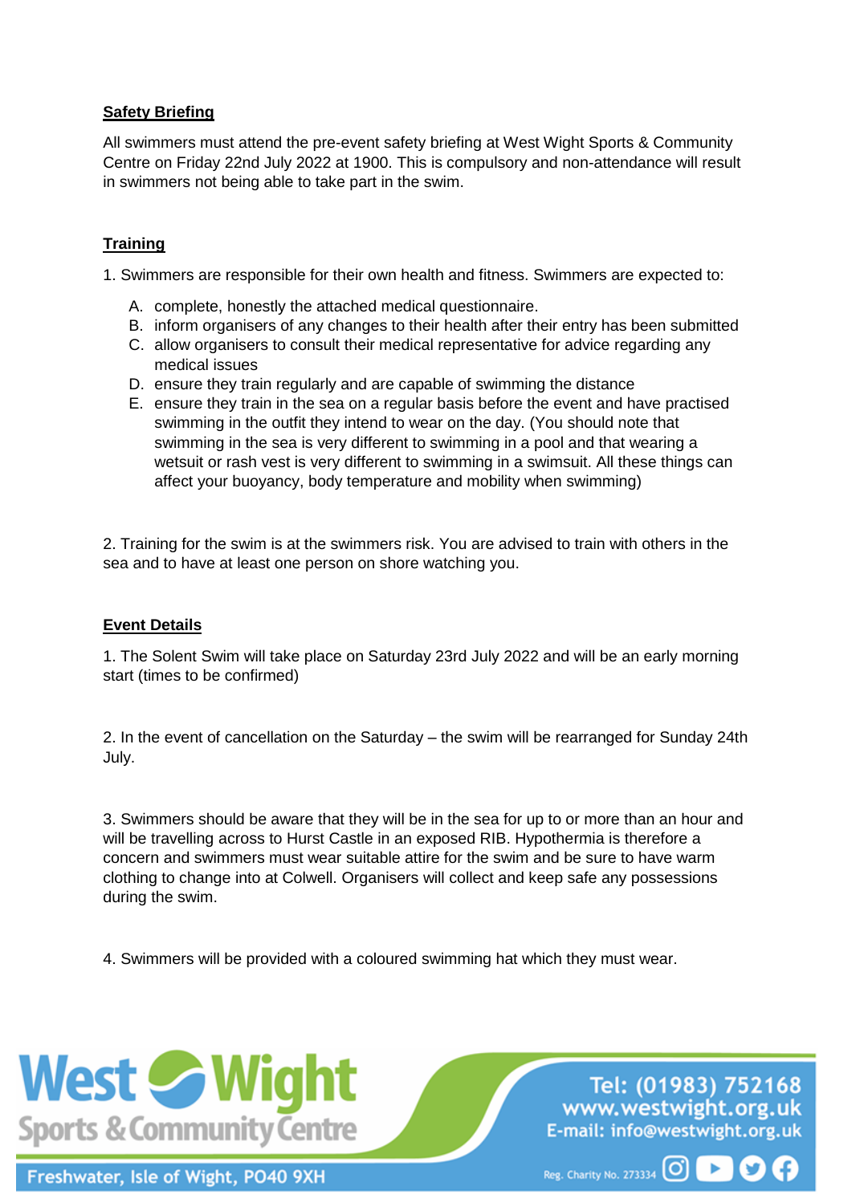**Safety Briefing**

All swimmers must attend the pre-event safety briefing at West Wight Sports & Community Centre on Friday 22nd July 2022 at 1900. This is compulsory and non-attendance will result in swimmers not being able to take part in the swim.

**Training**

1. Swimmers are responsible for their own health and fitness. Swimmers are expected to:

   A. complete, honestly the attached medical questionnaire.
   B. inform organisers of any changes to their health after their entry has been submitted
   C. allow organisers to consult their medical representative for advice regarding any medical issues
   D. ensure they train regularly and are capable of swimming the distance
   E. ensure they train in the sea on a regular basis before the event and have practised swimming in the outfit they intend to wear on the day. (You should note that swimming in the sea is very different to swimming in a pool and that wearing a wetsuit or rash vest is very different to swimming in a swimsuit. All these things can affect your buoyancy, body temperature and mobility when swimming)

2. Training for the swim is at the swimmers risk. You are advised to train with others in the sea and to have at least one person on shore watching you.

**Event Details**

1. The Solent Swim will take place on Saturday 23rd July 2022 and will be an early morning start (times to be confirmed)

2. In the event of cancellation on the Saturday – the swim will be rearranged for Sunday 24th July.

3. Swimmers should be aware that they will be in the sea for up to or more than an hour and will be travelling across to Hurst Castle in an exposed RIB. Hypothermia is therefore a concern and swimmers must wear suitable attire for the swim and be sure to have warm clothing to change into at Colwell. Organisers will collect and keep safe any possessions during the swim.

4. Swimmers will be provided with a coloured swimming hat which they must wear.

West Wight Sports & Community Centre

Freshwater, Isle of Wight, PO40 9XH

Tel: (01983) 752168
www.westwight.org.uk
E-mail: info@westwight.org.uk

Reg. Charity No. 273334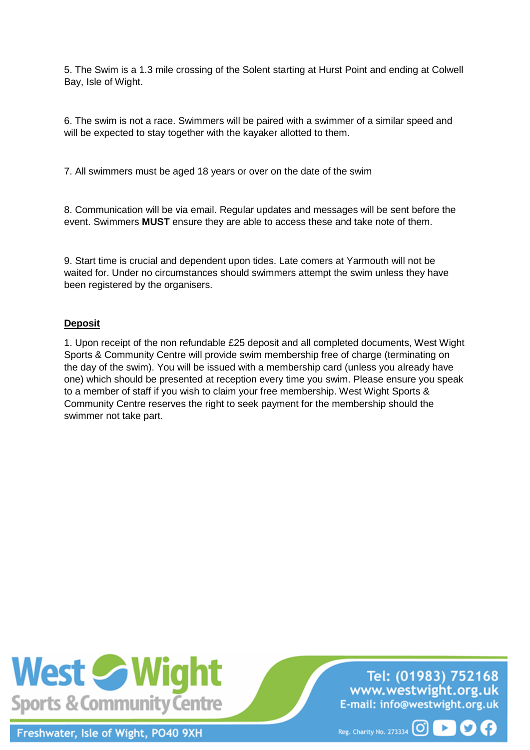5. The Swim is a 1.3 mile crossing of the Solent starting at Hurst Point and ending at Colwell Bay, Isle of Wight.

6. The swim is not a race. Swimmers will be paired with a swimmer of a similar speed and will be expected to stay together with the kayaker allotted to them.

7. All swimmers must be aged 18 years or over on the date of the swim

8. Communication will be via email. Regular updates and messages will be sent before the event. Swimmers **MUST** ensure they are able to access these and take note of them.

9. Start time is crucial and dependent upon tides. Late comers at Yarmouth will not be waited for. Under no circumstances should swimmers attempt the swim unless they have been registered by the organisers.

**Deposit**

1. Upon receipt of the non refundable £25 deposit and all completed documents, West Wight Sports & Community Centre will provide swim membership free of charge (terminating on the day of the swim). You will be issued with a membership card (unless you already have one) which should be presented at reception every time you swim. Please ensure you speak to a member of staff if you wish to claim your free membership. West Wight Sports & Community Centre reserves the right to seek payment for the membership should the swimmer not take part.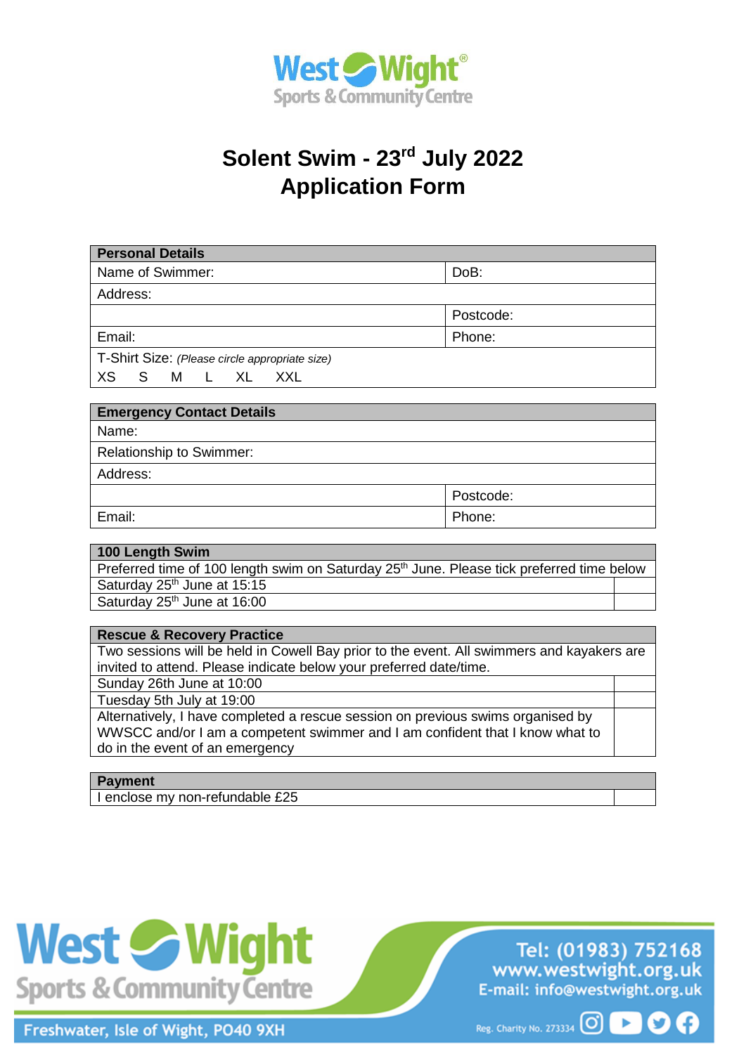West Wight® Sports & Community Centre

# Solent Swim - 23rd July 2022
# Application Form

| Personal Details | |
|---|---|
| Name of Swimmer: | DoB: |
| Address: | |
| | Postcode: |
| Email: | Phone: |
| T-Shirt Size: *(Please circle appropriate size)* XS S M L XL XXL | |

| Emergency Contact Details | |
|---|---|
| Name: | |
| Relationship to Swimmer: | |
| Address: | |
| | Postcode: |
| Email: | Phone: |

| 100 Length Swim | |
|---|---|
| Preferred time of 100 length swim on Saturday 25th June. Please tick preferred time below | |
| Saturday 25th June at 15:15 | |
| Saturday 25th June at 16:00 | |

| Rescue & Recovery Practice | |
|---|---|
| Two sessions will be held in Cowell Bay prior to the event. All swimmers and kayakers are invited to attend. Please indicate below your preferred date/time. | |
| Sunday 26th June at 10:00 | |
| Tuesday 5th July at 19:00 | |
| Alternatively, I have completed a rescue session on previous swims organised by WWSCC and/or I am a competent swimmer and I am confident that I know what to do in the event of an emergency | |

| Payment | |
|---|---|
| I enclose my non-refundable £25 | |

West Wight Sports & Community Centre
Freshwater, Isle of Wight, PO40 9XH

Tel: (01983) 752168
www.westwight.org.uk
E-mail: info@westwight.org.uk

Reg. Charity No. 273334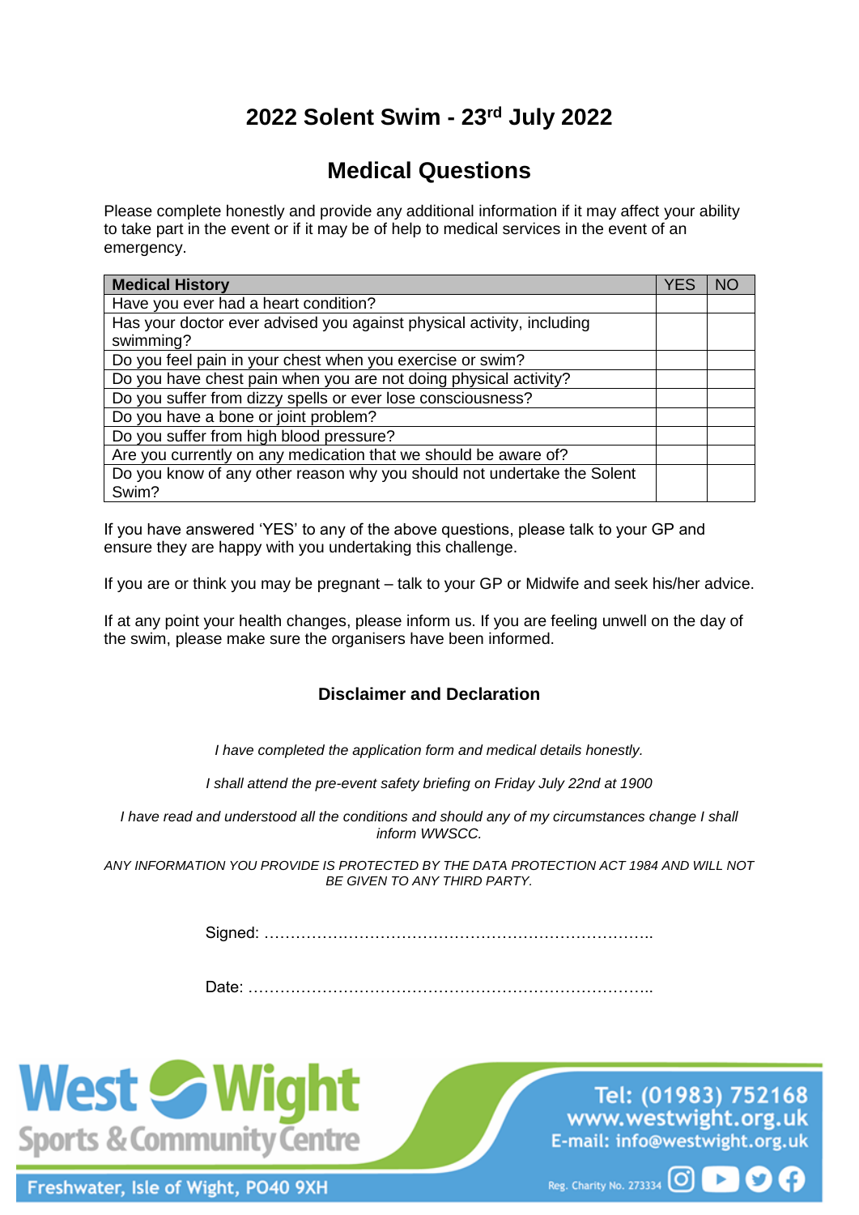# 2022 Solent Swim - 23rd July 2022

## Medical Questions

Please complete honestly and provide any additional information if it may affect your ability to take part in the event or if it may be of help to medical services in the event of an emergency.

| **Medical History** | YES | NO |
|---|---|---|
| Have you ever had a heart condition? | | |
| Has your doctor ever advised you against physical activity, including swimming? | | |
| Do you feel pain in your chest when you exercise or swim? | | |
| Do you have chest pain when you are not doing physical activity? | | |
| Do you suffer from dizzy spells or ever lose consciousness? | | |
| Do you have a bone or joint problem? | | |
| Do you suffer from high blood pressure? | | |
| Are you currently on any medication that we should be aware of? | | |
| Do you know of any other reason why you should not undertake the Solent Swim? | | |

If you have answered 'YES' to any of the above questions, please talk to your GP and ensure they are happy with you undertaking this challenge.

If you are or think you may be pregnant – talk to your GP or Midwife and seek his/her advice.

If at any point your health changes, please inform us. If you are feeling unwell on the day of the swim, please make sure the organisers have been informed.

### Disclaimer and Declaration

*I have completed the application form and medical details honestly.*

*I shall attend the pre-event safety briefing on Friday July 22nd at 1900*

*I have read and understood all the conditions and should any of my circumstances change I shall inform WWSCC.*

*ANY INFORMATION YOU PROVIDE IS PROTECTED BY THE DATA PROTECTION ACT 1984 AND WILL NOT BE GIVEN TO ANY THIRD PARTY.*

Signed: ………………………………………………………………….

Date: ……………………………………………………………………..

West Wight Sports & Community Centre

Tel: (01983) 752168
www.westwight.org.uk
E-mail: info@westwight.org.uk

Freshwater, Isle of Wight, PO40 9XH

Reg. Charity No. 273334